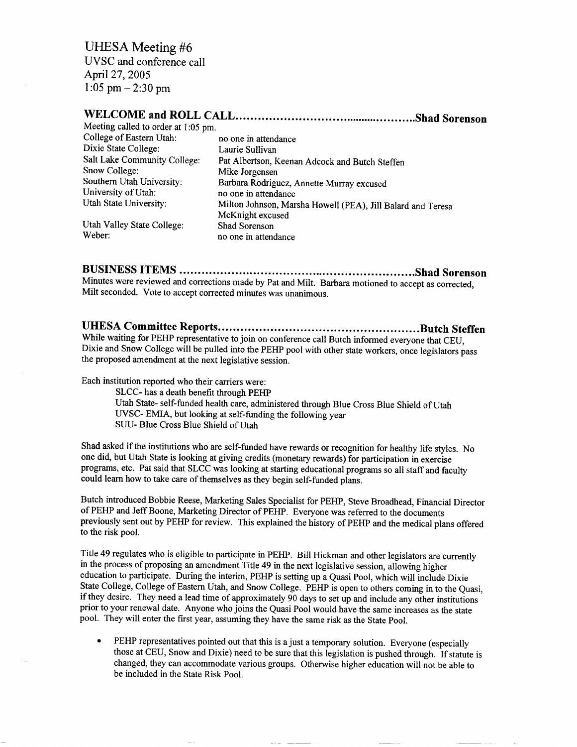# UHESA Meeting #6

UVSC and conference call
April 27, 2005
1:05 pm – 2:30 pm

## WELCOME and ROLL CALL.............................................Shad Sorenson

Meeting called to order at 1:05 pm.

| | |
|---|---|
| College of Eastern Utah: | no one in attendance |
| Dixie State College: | Laurie Sullivan |
| Salt Lake Community College: | Pat Albertson, Keenan Adcock and Butch Steffen |
| Snow College: | Mike Jorgensen |
| Southern Utah University: | Barbara Rodriguez, Annette Murray excused |
| University of Utah: | no one in attendance |
| Utah State University: | Milton Johnson, Marsha Howell (PEA), Jill Balard and Teresa McKnight excused |
| Utah Valley State College: | Shad Sorenson |
| Weber: | no one in attendance |

## BUSINESS ITEMS ..........................................................Shad Sorenson

Minutes were reviewed and corrections made by Pat and Milt. Barbara motioned to accept as corrected, Milt seconded. Vote to accept corrected minutes was unanimous.

## UHESA Committee Reports...............................................Butch Steffen

While waiting for PEHP representative to join on conference call Butch informed everyone that CEU, Dixie and Snow College will be pulled into the PEHP pool with other state workers, once legislators pass the proposed amendment at the next legislative session.

Each institution reported who their carriers were:

SLCC- has a death benefit through PEHP
Utah State- self-funded health care, administered through Blue Cross Blue Shield of Utah
UVSC- EMIA, but looking at self-funding the following year
SUU- Blue Cross Blue Shield of Utah

Shad asked if the institutions who are self-funded have rewards or recognition for healthy life styles. No one did, but Utah State is looking at giving credits (monetary rewards) for participation in exercise programs, etc. Pat said that SLCC was looking at starting educational programs so all staff and faculty could learn how to take care of themselves as they begin self-funded plans.

Butch introduced Bobbie Reese, Marketing Sales Specialist for PEHP, Steve Broadhead, Financial Director of PEHP and Jeff Boone, Marketing Director of PEHP. Everyone was referred to the documents previously sent out by PEHP for review. This explained the history of PEHP and the medical plans offered to the risk pool.

Title 49 regulates who is eligible to participate in PEHP. Bill Hickman and other legislators are currently in the process of proposing an amendment Title 49 in the next legislative session, allowing higher education to participate. During the interim, PEHP is setting up a Quasi Pool, which will include Dixie State College, College of Eastern Utah, and Snow College. PEHP is open to others coming in to the Quasi, if they desire. They need a lead time of approximately 90 days to set up and include any other institutions prior to your renewal date. Anyone who joins the Quasi Pool would have the same increases as the state pool. They will enter the first year, assuming they have the same risk as the State Pool.

- PEHP representatives pointed out that this is a just a temporary solution. Everyone (especially those at CEU, Snow and Dixie) need to be sure that this legislation is pushed through. If statute is changed, they can accommodate various groups. Otherwise higher education will not be able to be included in the State Risk Pool.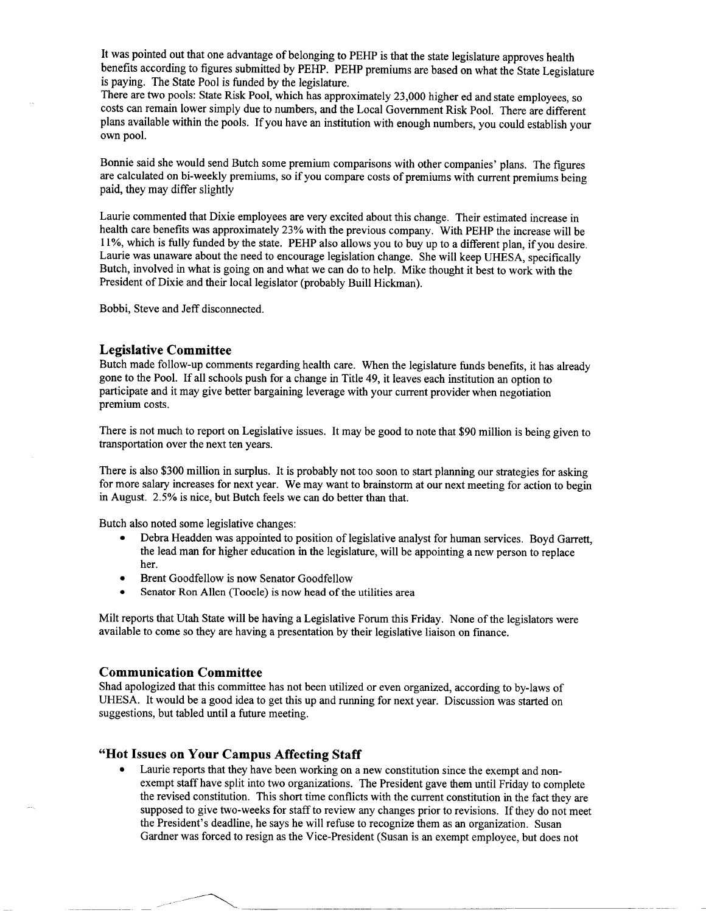It was pointed out that one advantage of belonging to PEHP is that the state legislature approves health benefits according to figures submitted by PEHP. PEHP premiums are based on what the State Legislature is paying. The State Pool is funded by the legislature.
There are two pools: State Risk Pool, which has approximately 23,000 higher ed and state employees, so costs can remain lower simply due to numbers, and the Local Government Risk Pool. There are different plans available within the pools. If you have an institution with enough numbers, you could establish your own pool.

Bonnie said she would send Butch some premium comparisons with other companies' plans. The figures are calculated on bi-weekly premiums, so if you compare costs of premiums with current premiums being paid, they may differ slightly

Laurie commented that Dixie employees are very excited about this change. Their estimated increase in health care benefits was approximately 23% with the previous company. With PEHP the increase will be 11%, which is fully funded by the state. PEHP also allows you to buy up to a different plan, if you desire. Laurie was unaware about the need to encourage legislation change. She will keep UHESA, specifically Butch, involved in what is going on and what we can do to help. Mike thought it best to work with the President of Dixie and their local legislator (probably Buill Hickman).

Bobbi, Steve and Jeff disconnected.

## Legislative Committee

Butch made follow-up comments regarding health care. When the legislature funds benefits, it has already gone to the Pool. If all schools push for a change in Title 49, it leaves each institution an option to participate and it may give better bargaining leverage with your current provider when negotiation premium costs.

There is not much to report on Legislative issues. It may be good to note that $90 million is being given to transportation over the next ten years.

There is also $300 million in surplus. It is probably not too soon to start planning our strategies for asking for more salary increases for next year. We may want to brainstorm at our next meeting for action to begin in August. 2.5% is nice, but Butch feels we can do better than that.

Butch also noted some legislative changes:

- Debra Headden was appointed to position of legislative analyst for human services. Boyd Garrett, the lead man for higher education in the legislature, will be appointing a new person to replace her.
- Brent Goodfellow is now Senator Goodfellow
- Senator Ron Allen (Tooele) is now head of the utilities area

Milt reports that Utah State will be having a Legislative Forum this Friday. None of the legislators were available to come so they are having a presentation by their legislative liaison on finance.

## Communication Committee

Shad apologized that this committee has not been utilized or even organized, according to by-laws of UHESA. It would be a good idea to get this up and running for next year. Discussion was started on suggestions, but tabled until a future meeting.

## "Hot Issues on Your Campus Affecting Staff

- Laurie reports that they have been working on a new constitution since the exempt and non-exempt staff have split into two organizations. The President gave them until Friday to complete the revised constitution. This short time conflicts with the current constitution in the fact they are supposed to give two-weeks for staff to review any changes prior to revisions. If they do not meet the President's deadline, he says he will refuse to recognize them as an organization. Susan Gardner was forced to resign as the Vice-President (Susan is an exempt employee, but does not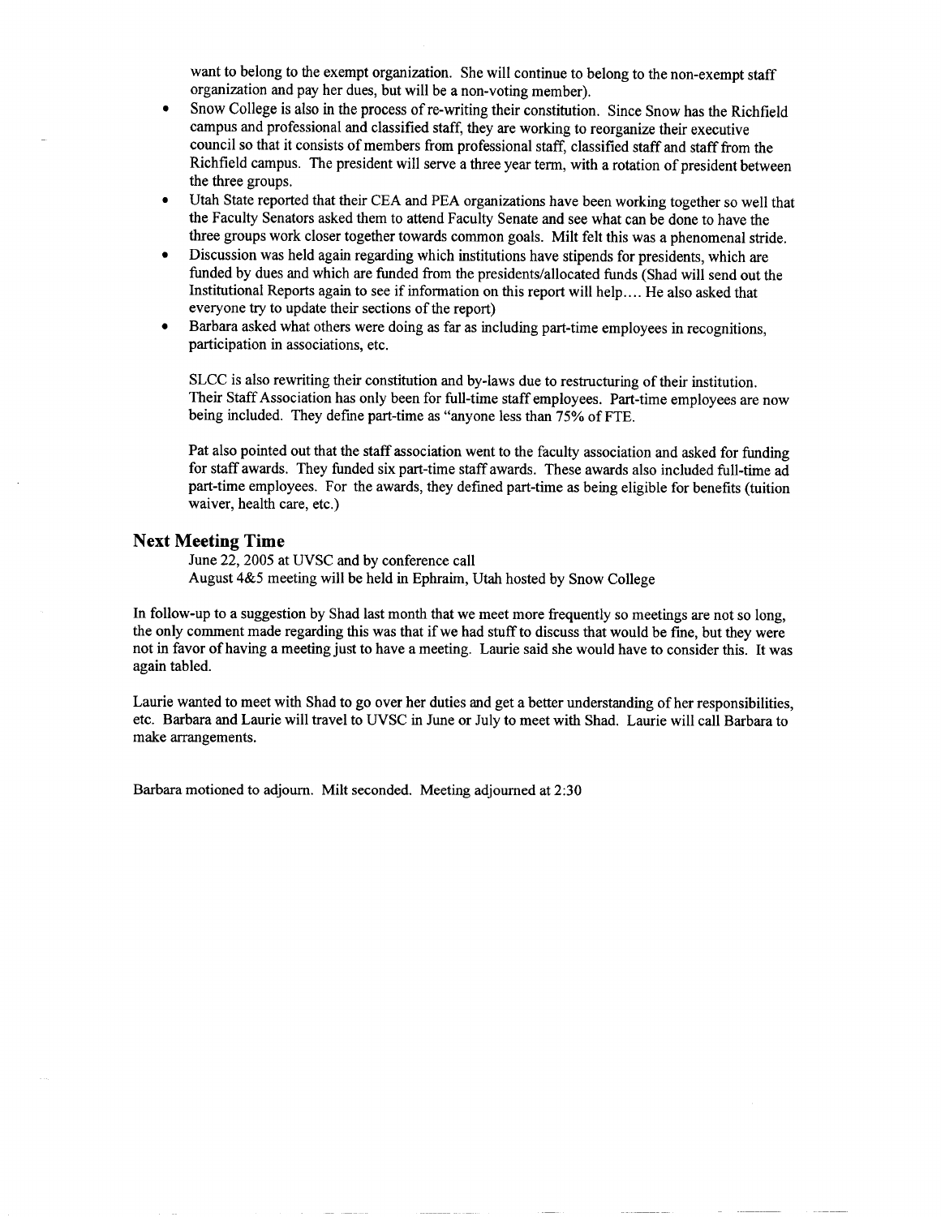want to belong to the exempt organization. She will continue to belong to the non-exempt staff organization and pay her dues, but will be a non-voting member).

- Snow College is also in the process of re-writing their constitution. Since Snow has the Richfield campus and professional and classified staff, they are working to reorganize their executive council so that it consists of members from professional staff, classified staff and staff from the Richfield campus. The president will serve a three year term, with a rotation of president between the three groups.
- Utah State reported that their CEA and PEA organizations have been working together so well that the Faculty Senators asked them to attend Faculty Senate and see what can be done to have the three groups work closer together towards common goals. Milt felt this was a phenomenal stride.
- Discussion was held again regarding which institutions have stipends for presidents, which are funded by dues and which are funded from the presidents/allocated funds (Shad will send out the Institutional Reports again to see if information on this report will help.... He also asked that everyone try to update their sections of the report)
- Barbara asked what others were doing as far as including part-time employees in recognitions, participation in associations, etc.

  SLCC is also rewriting their constitution and by-laws due to restructuring of their institution. Their Staff Association has only been for full-time staff employees. Part-time employees are now being included. They define part-time as "anyone less than 75% of FTE.

  Pat also pointed out that the staff association went to the faculty association and asked for funding for staff awards. They funded six part-time staff awards. These awards also included full-time ad part-time employees. For the awards, they defined part-time as being eligible for benefits (tuition waiver, health care, etc.)

## Next Meeting Time

June 22, 2005 at UVSC and by conference call
August 4&5 meeting will be held in Ephraim, Utah hosted by Snow College

In follow-up to a suggestion by Shad last month that we meet more frequently so meetings are not so long, the only comment made regarding this was that if we had stuff to discuss that would be fine, but they were not in favor of having a meeting just to have a meeting. Laurie said she would have to consider this. It was again tabled.

Laurie wanted to meet with Shad to go over her duties and get a better understanding of her responsibilities, etc. Barbara and Laurie will travel to UVSC in June or July to meet with Shad. Laurie will call Barbara to make arrangements.

Barbara motioned to adjourn. Milt seconded. Meeting adjourned at 2:30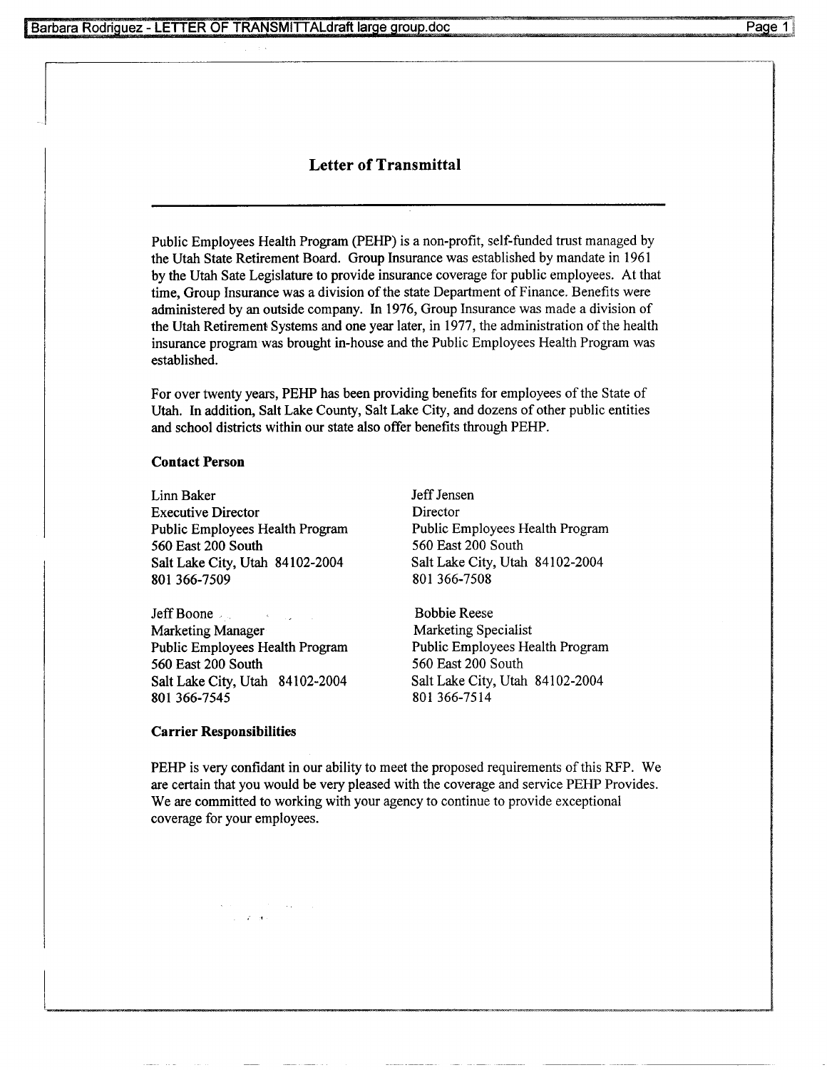# Letter of Transmittal

Public Employees Health Program (PEHP) is a non-profit, self-funded trust managed by the Utah State Retirement Board. Group Insurance was established by mandate in 1961 by the Utah Sate Legislature to provide insurance coverage for public employees. At that time, Group Insurance was a division of the state Department of Finance. Benefits were administered by an outside company. In 1976, Group Insurance was made a division of the Utah Retirement Systems and one year later, in 1977, the administration of the health insurance program was brought in-house and the Public Employees Health Program was established.

For over twenty years, PEHP has been providing benefits for employees of the State of Utah. In addition, Salt Lake County, Salt Lake City, and dozens of other public entities and school districts within our state also offer benefits through PEHP.

**Contact Person**

Linn Baker
Executive Director
Public Employees Health Program
560 East 200 South
Salt Lake City, Utah 84102-2004
801 366-7509

Jeff Jensen
Director
Public Employees Health Program
560 East 200 South
Salt Lake City, Utah 84102-2004
801 366-7508

Jeff Boone
Marketing Manager
Public Employees Health Program
560 East 200 South
Salt Lake City, Utah 84102-2004
801 366-7545

Bobbie Reese
Marketing Specialist
Public Employees Health Program
560 East 200 South
Salt Lake City, Utah 84102-2004
801 366-7514

**Carrier Responsibilities**

PEHP is very confidant in our ability to meet the proposed requirements of this RFP. We are certain that you would be very pleased with the coverage and service PEHP Provides. We are committed to working with your agency to continue to provide exceptional coverage for your employees.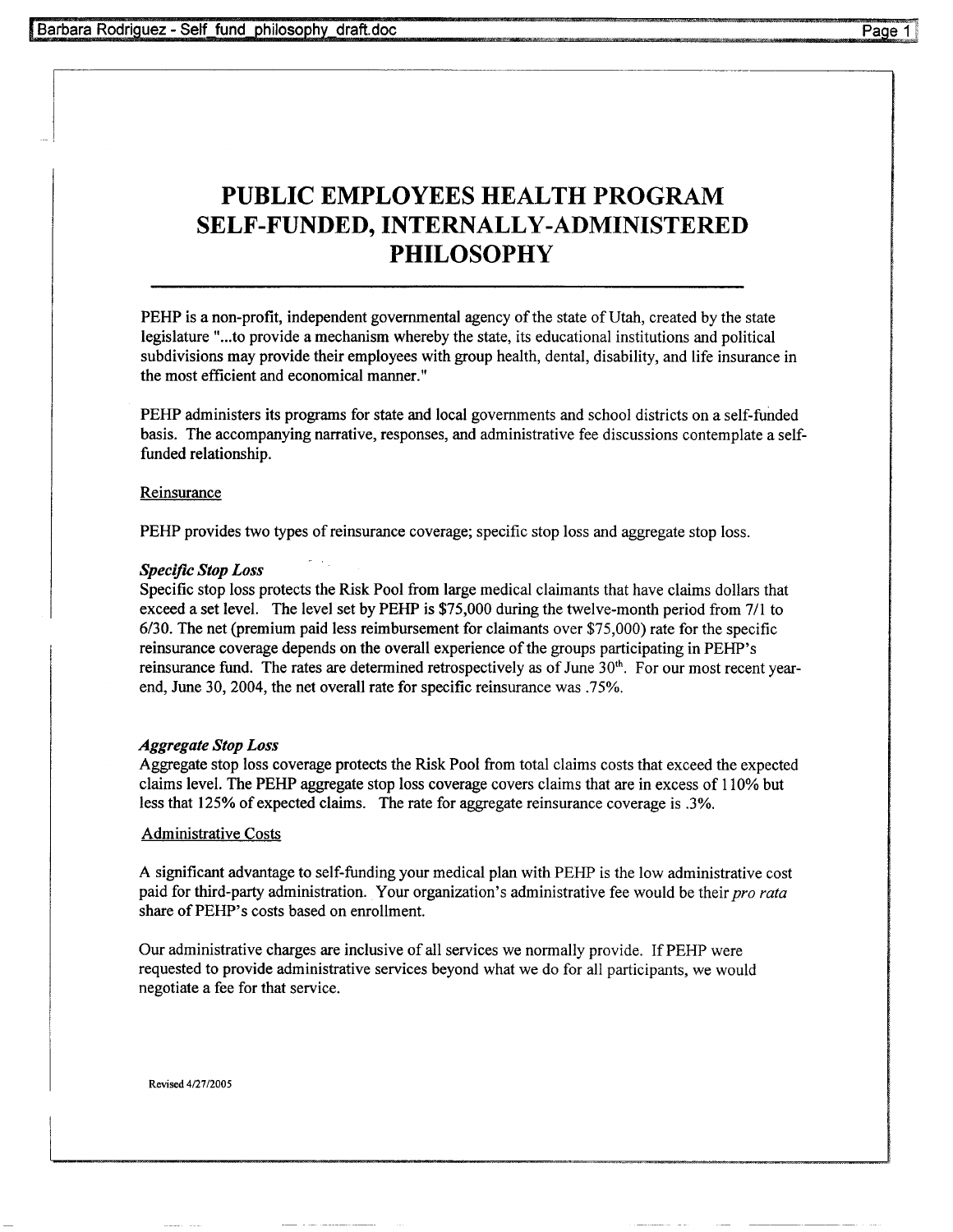# PUBLIC EMPLOYEES HEALTH PROGRAM SELF-FUNDED, INTERNALLY-ADMINISTERED PHILOSOPHY

PEHP is a non-profit, independent governmental agency of the state of Utah, created by the state legislature "...to provide a mechanism whereby the state, its educational institutions and political subdivisions may provide their employees with group health, dental, disability, and life insurance in the most efficient and economical manner."

PEHP administers its programs for state and local governments and school districts on a self-funded basis. The accompanying narrative, responses, and administrative fee discussions contemplate a self-funded relationship.

## Reinsurance

PEHP provides two types of reinsurance coverage; specific stop loss and aggregate stop loss.

***Specific Stop Loss***
Specific stop loss protects the Risk Pool from large medical claimants that have claims dollars that exceed a set level. The level set by PEHP is $75,000 during the twelve-month period from 7/1 to 6/30. The net (premium paid less reimbursement for claimants over $75,000) rate for the specific reinsurance coverage depends on the overall experience of the groups participating in PEHP's reinsurance fund. The rates are determined retrospectively as of June 30th. For our most recent year-end, June 30, 2004, the net overall rate for specific reinsurance was .75%.

***Aggregate Stop Loss***
Aggregate stop loss coverage protects the Risk Pool from total claims costs that exceed the expected claims level. The PEHP aggregate stop loss coverage covers claims that are in excess of 110% but less that 125% of expected claims. The rate for aggregate reinsurance coverage is .3%.

## Administrative Costs

A significant advantage to self-funding your medical plan with PEHP is the low administrative cost paid for third-party administration. Your organization's administrative fee would be their *pro rata* share of PEHP's costs based on enrollment.

Our administrative charges are inclusive of all services we normally provide. If PEHP were requested to provide administrative services beyond what we do for all participants, we would negotiate a fee for that service.

Revised 4/27/2005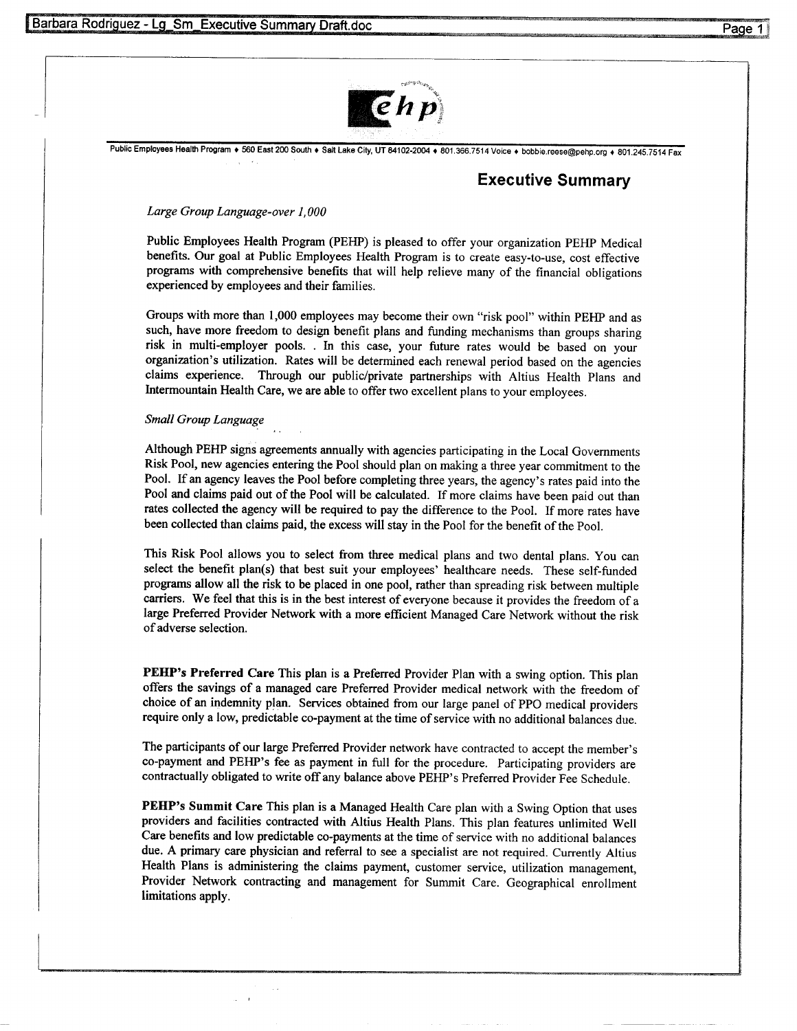Public Employees Health Program ♦ 560 East 200 South ♦ Salt Lake City, UT 84102-2004 ♦ 801.366.7514 Voice ♦ bobbie.reese@pehp.org ♦ 801.245.7514 Fax

# Executive Summary

*Large Group Language-over 1,000*

Public Employees Health Program (PEHP) is pleased to offer your organization PEHP Medical benefits. Our goal at Public Employees Health Program is to create easy-to-use, cost effective programs with comprehensive benefits that will help relieve many of the financial obligations experienced by employees and their families.

Groups with more than 1,000 employees may become their own "risk pool" within PEHP and as such, have more freedom to design benefit plans and funding mechanisms than groups sharing risk in multi-employer pools. . In this case, your future rates would be based on your organization's utilization. Rates will be determined each renewal period based on the agencies claims experience. Through our public/private partnerships with Altius Health Plans and Intermountain Health Care, we are able to offer two excellent plans to your employees.

*Small Group Language*

Although PEHP signs agreements annually with agencies participating in the Local Governments Risk Pool, new agencies entering the Pool should plan on making a three year commitment to the Pool. If an agency leaves the Pool before completing three years, the agency's rates paid into the Pool and claims paid out of the Pool will be calculated. If more claims have been paid out than rates collected the agency will be required to pay the difference to the Pool. If more rates have been collected than claims paid, the excess will stay in the Pool for the benefit of the Pool.

This Risk Pool allows you to select from three medical plans and two dental plans. You can select the benefit plan(s) that best suit your employees' healthcare needs. These self-funded programs allow all the risk to be placed in one pool, rather than spreading risk between multiple carriers. We feel that this is in the best interest of everyone because it provides the freedom of a large Preferred Provider Network with a more efficient Managed Care Network without the risk of adverse selection.

**PEHP's Preferred Care** This plan is a Preferred Provider Plan with a swing option. This plan offers the savings of a managed care Preferred Provider medical network with the freedom of choice of an indemnity plan. Services obtained from our large panel of PPO medical providers require only a low, predictable co-payment at the time of service with no additional balances due.

The participants of our large Preferred Provider network have contracted to accept the member's co-payment and PEHP's fee as payment in full for the procedure. Participating providers are contractually obligated to write off any balance above PEHP's Preferred Provider Fee Schedule.

**PEHP's Summit Care** This plan is a Managed Health Care plan with a Swing Option that uses providers and facilities contracted with Altius Health Plans. This plan features unlimited Well Care benefits and low predictable co-payments at the time of service with no additional balances due. A primary care physician and referral to see a specialist are not required. Currently Altius Health Plans is administering the claims payment, customer service, utilization management, Provider Network contracting and management for Summit Care. Geographical enrollment limitations apply.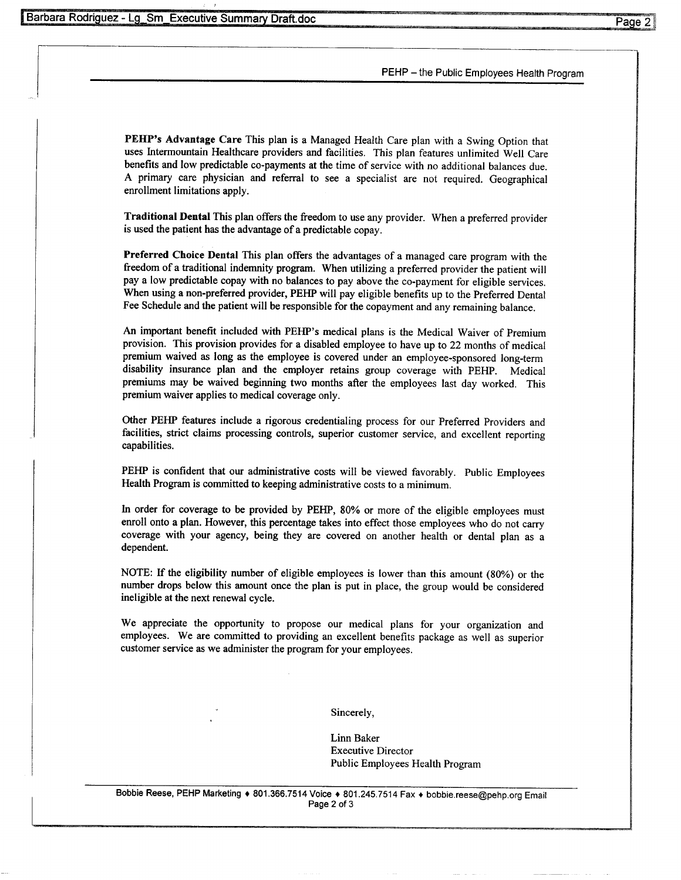**PEHP's Advantage Care** This plan is a Managed Health Care plan with a Swing Option that uses Intermountain Healthcare providers and facilities. This plan features unlimited Well Care benefits and low predictable co-payments at the time of service with no additional balances due. A primary care physician and referral to see a specialist are not required. Geographical enrollment limitations apply.

**Traditional Dental** This plan offers the freedom to use any provider. When a preferred provider is used the patient has the advantage of a predictable copay.

**Preferred Choice Dental** This plan offers the advantages of a managed care program with the freedom of a traditional indemnity program. When utilizing a preferred provider the patient will pay a low predictable copay with no balances to pay above the co-payment for eligible services. When using a non-preferred provider, PEHP will pay eligible benefits up to the Preferred Dental Fee Schedule and the patient will be responsible for the copayment and any remaining balance.

An important benefit included with PEHP's medical plans is the Medical Waiver of Premium provision. This provision provides for a disabled employee to have up to 22 months of medical premium waived as long as the employee is covered under an employee-sponsored long-term disability insurance plan and the employer retains group coverage with PEHP. Medical premiums may be waived beginning two months after the employees last day worked. This premium waiver applies to medical coverage only.

Other PEHP features include a rigorous credentialing process for our Preferred Providers and facilities, strict claims processing controls, superior customer service, and excellent reporting capabilities.

PEHP is confident that our administrative costs will be viewed favorably. Public Employees Health Program is committed to keeping administrative costs to a minimum.

In order for coverage to be provided by PEHP, 80% or more of the eligible employees must enroll onto a plan. However, this percentage takes into effect those employees who do not carry coverage with your agency, being they are covered on another health or dental plan as a dependent.

NOTE: If the eligibility number of eligible employees is lower than this amount (80%) or the number drops below this amount once the plan is put in place, the group would be considered ineligible at the next renewal cycle.

We appreciate the opportunity to propose our medical plans for your organization and employees. We are committed to providing an excellent benefits package as well as superior customer service as we administer the program for your employees.

Sincerely,

Linn Baker
Executive Director
Public Employees Health Program

Bobbie Reese, PEHP Marketing ♦ 801.366.7514 Voice ♦ 801.245.7514 Fax ♦ bobbie.reese@pehp.org Email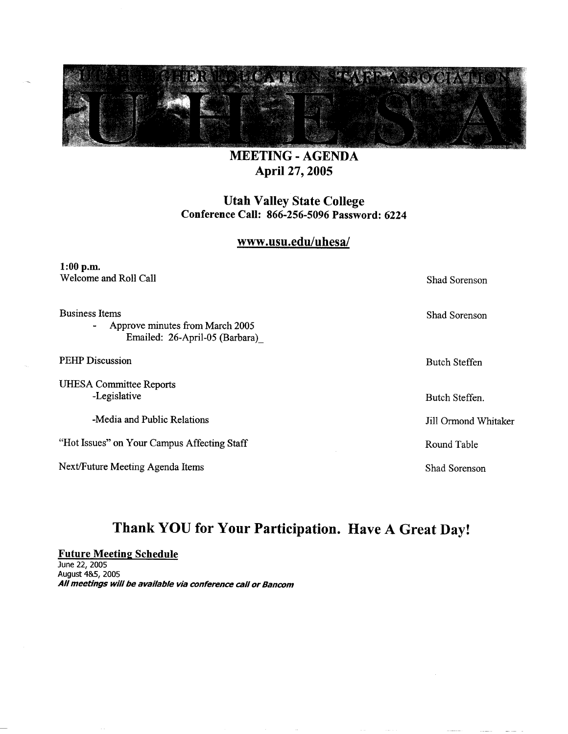UTAH HIGHER EDUCATION STAFF ASSOCIATION

# UHESA

## MEETING - AGENDA
## April 27, 2005

### Utah Valley State College
**Conference Call: 866-256-5096 Password: 6224**

**www.usu.edu/uhesa/**

**1:00 p.m.**

| | |
|---|---|
| Welcome and Roll Call | Shad Sorenson |
| Business Items<br>- Approve minutes from March 2005<br>Emailed: 26-April-05 (Barbara)_ | Shad Sorenson |
| PEHP Discussion | Butch Steffen |
| UHESA Committee Reports<br>-Legislative | Butch Steffen. |
| -Media and Public Relations | Jill Ormond Whitaker |
| "Hot Issues" on Your Campus Affecting Staff | Round Table |
| Next/Future Meeting Agenda Items | Shad Sorenson |

## Thank YOU for Your Participation. Have A Great Day!

**Future Meeting Schedule**

June 22, 2005
August 4&5, 2005
***All meetings will be available via conference call or Bancom***